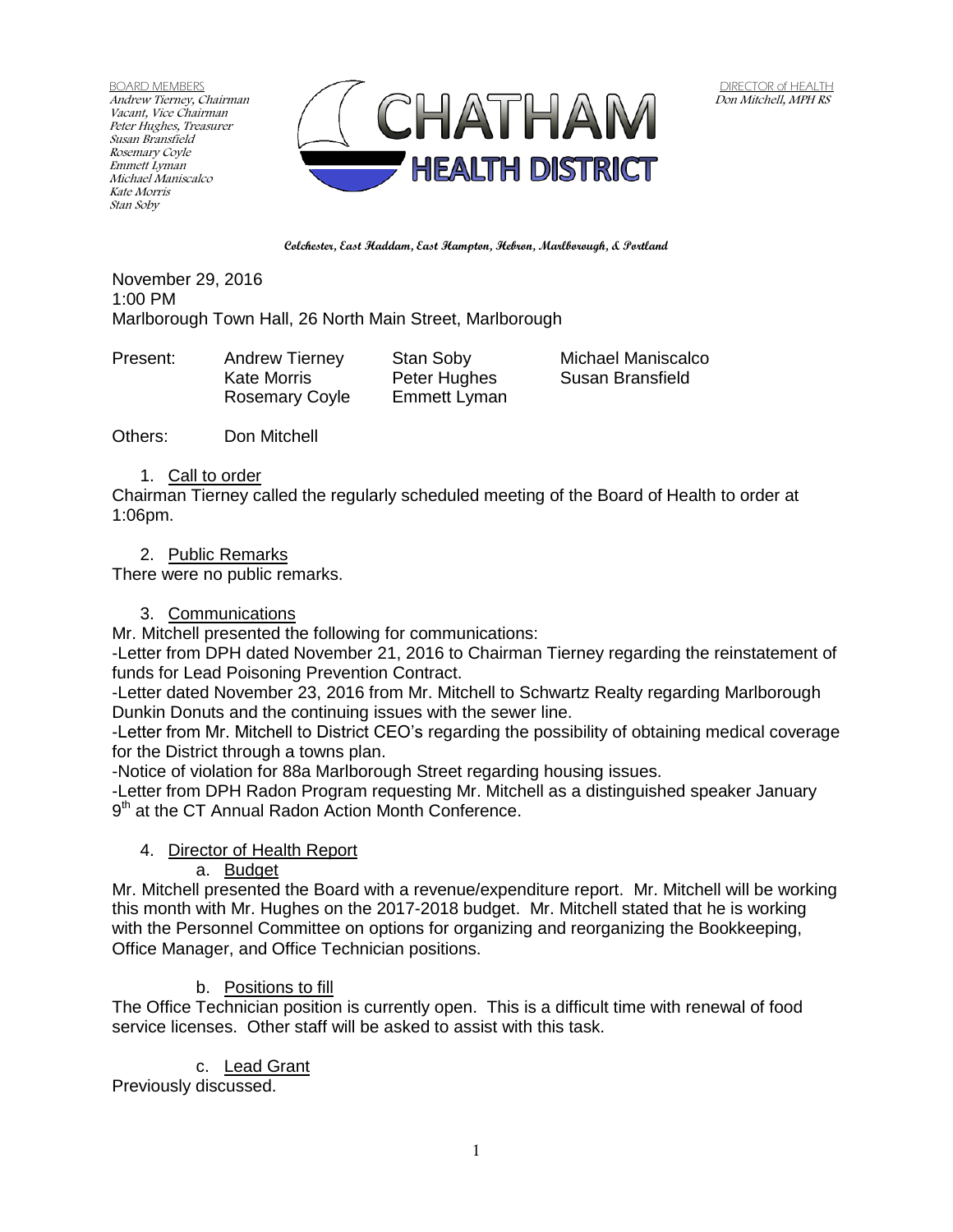BOARD MEMBERS
*Andrew Tierney, Chairman*
*Vacant, Vice Chairman*
*Peter Hughes, Treasurer*
*Susan Bransfield*
*Rosemary Coyle*
*Emmett Lyman*
*Michael Maniscalco*
*Kate Morris*
*Stan Soby*

# CHATHAM HEALTH DISTRICT

DIRECTOR of HEALTH
*Don Mitchell, MPH RS*

**Colchester, East Haddam, East Hampton, Hebron, Marlborough, & Portland**

November 29, 2016
1:00 PM
Marlborough Town Hall, 26 North Main Street, Marlborough

| Present: | Andrew Tierney | Stan Soby | Michael Maniscalco |
|---|---|---|---|
| | Kate Morris | Peter Hughes | Susan Bransfield |
| | Rosemary Coyle | Emmett Lyman | |

Others: Don Mitchell

1. Call to order

Chairman Tierney called the regularly scheduled meeting of the Board of Health to order at 1:06pm.

2. Public Remarks

There were no public remarks.

3. Communications

Mr. Mitchell presented the following for communications:

-Letter from DPH dated November 21, 2016 to Chairman Tierney regarding the reinstatement of funds for Lead Poisoning Prevention Contract.

-Letter dated November 23, 2016 from Mr. Mitchell to Schwartz Realty regarding Marlborough Dunkin Donuts and the continuing issues with the sewer line.

-Letter from Mr. Mitchell to District CEO's regarding the possibility of obtaining medical coverage for the District through a towns plan.

-Notice of violation for 88a Marlborough Street regarding housing issues.

-Letter from DPH Radon Program requesting Mr. Mitchell as a distinguished speaker January 9th at the CT Annual Radon Action Month Conference.

4. Director of Health Report

a. Budget

Mr. Mitchell presented the Board with a revenue/expenditure report. Mr. Mitchell will be working this month with Mr. Hughes on the 2017-2018 budget. Mr. Mitchell stated that he is working with the Personnel Committee on options for organizing and reorganizing the Bookkeeping, Office Manager, and Office Technician positions.

b. Positions to fill

The Office Technician position is currently open. This is a difficult time with renewal of food service licenses. Other staff will be asked to assist with this task.

c. Lead Grant

Previously discussed.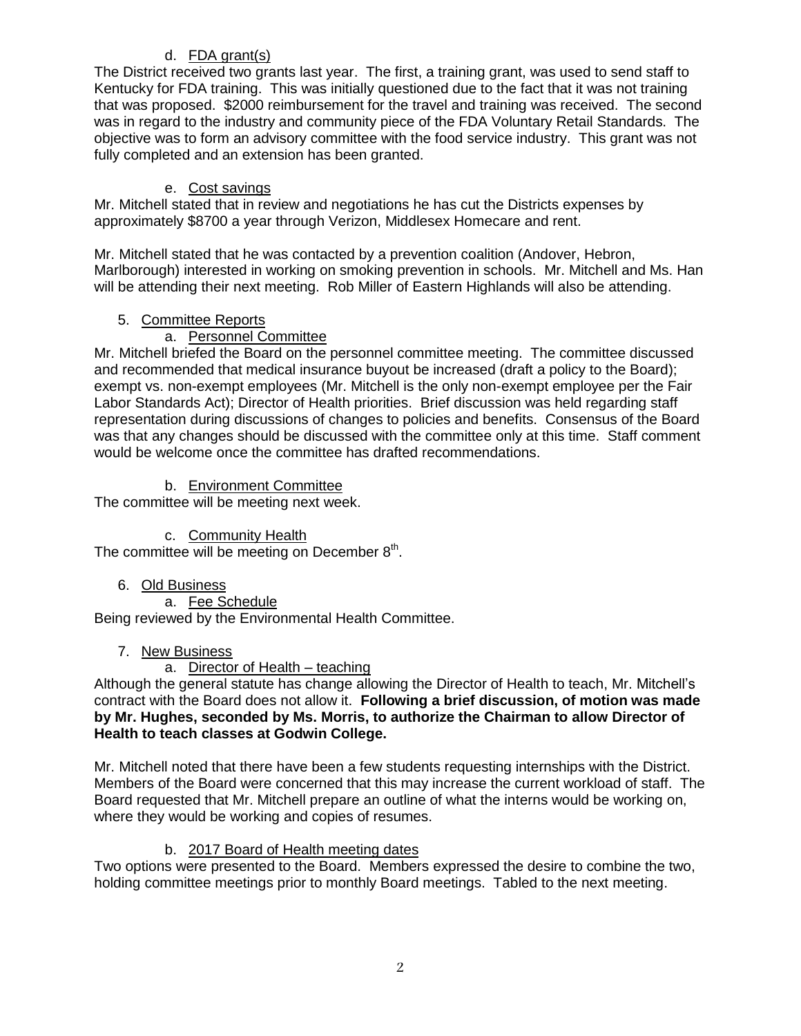d. FDA grant(s)

The District received two grants last year. The first, a training grant, was used to send staff to Kentucky for FDA training. This was initially questioned due to the fact that it was not training that was proposed. $2000 reimbursement for the travel and training was received. The second was in regard to the industry and community piece of the FDA Voluntary Retail Standards. The objective was to form an advisory committee with the food service industry. This grant was not fully completed and an extension has been granted.

e. Cost savings

Mr. Mitchell stated that in review and negotiations he has cut the Districts expenses by approximately $8700 a year through Verizon, Middlesex Homecare and rent.

Mr. Mitchell stated that he was contacted by a prevention coalition (Andover, Hebron, Marlborough) interested in working on smoking prevention in schools. Mr. Mitchell and Ms. Han will be attending their next meeting. Rob Miller of Eastern Highlands will also be attending.

5. Committee Reports

a. Personnel Committee

Mr. Mitchell briefed the Board on the personnel committee meeting. The committee discussed and recommended that medical insurance buyout be increased (draft a policy to the Board); exempt vs. non-exempt employees (Mr. Mitchell is the only non-exempt employee per the Fair Labor Standards Act); Director of Health priorities. Brief discussion was held regarding staff representation during discussions of changes to policies and benefits. Consensus of the Board was that any changes should be discussed with the committee only at this time. Staff comment would be welcome once the committee has drafted recommendations.

b. Environment Committee

The committee will be meeting next week.

c. Community Health

The committee will be meeting on December 8th.

6. Old Business

a. Fee Schedule

Being reviewed by the Environmental Health Committee.

7. New Business

a. Director of Health – teaching

Although the general statute has change allowing the Director of Health to teach, Mr. Mitchell's contract with the Board does not allow it. **Following a brief discussion, of motion was made by Mr. Hughes, seconded by Ms. Morris, to authorize the Chairman to allow Director of Health to teach classes at Godwin College.**

Mr. Mitchell noted that there have been a few students requesting internships with the District. Members of the Board were concerned that this may increase the current workload of staff. The Board requested that Mr. Mitchell prepare an outline of what the interns would be working on, where they would be working and copies of resumes.

b. 2017 Board of Health meeting dates

Two options were presented to the Board. Members expressed the desire to combine the two, holding committee meetings prior to monthly Board meetings. Tabled to the next meeting.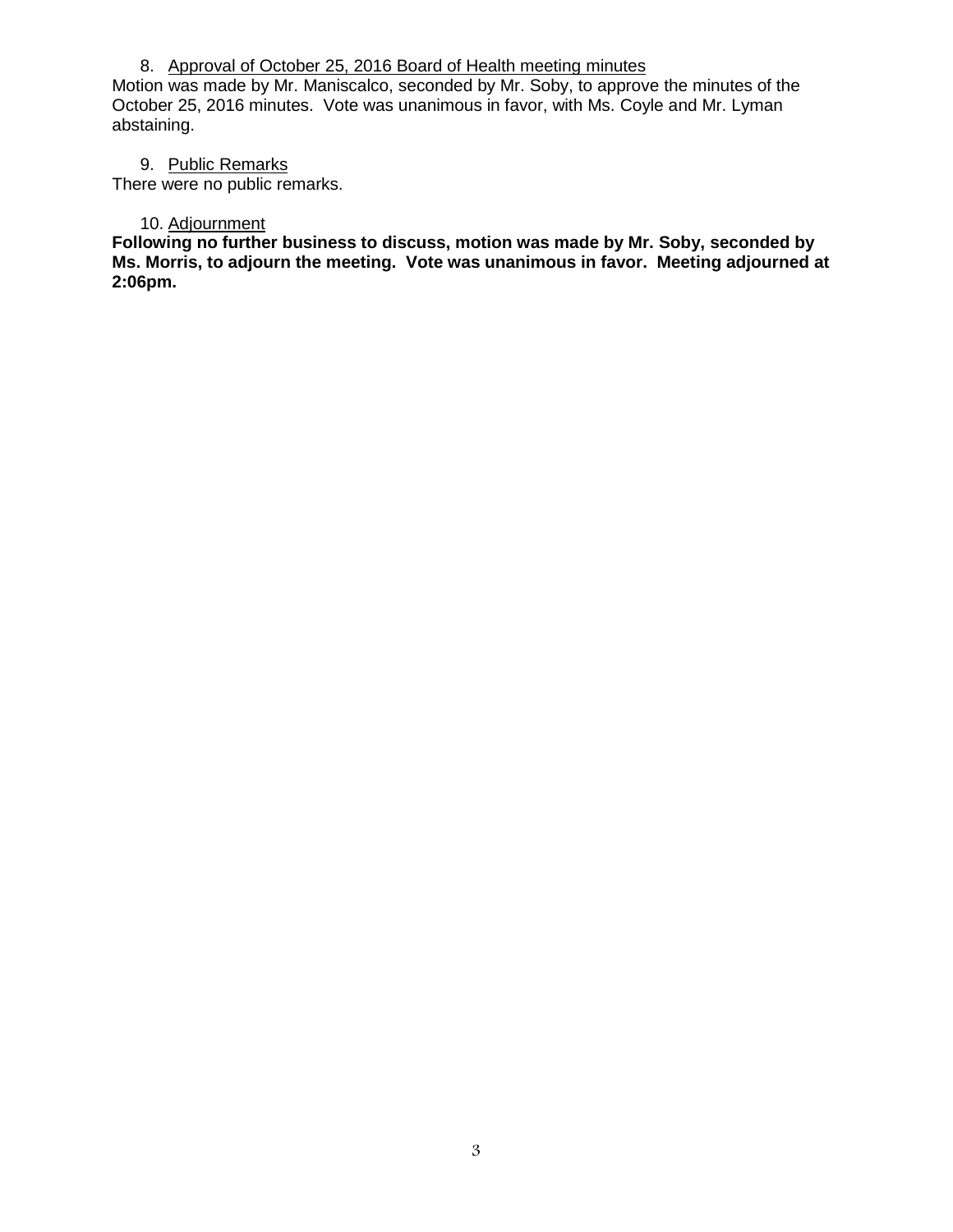8. Approval of October 25, 2016 Board of Health meeting minutes

Motion was made by Mr. Maniscalco, seconded by Mr. Soby, to approve the minutes of the October 25, 2016 minutes. Vote was unanimous in favor, with Ms. Coyle and Mr. Lyman abstaining.

9. Public Remarks

There were no public remarks.

10. Adjournment

**Following no further business to discuss, motion was made by Mr. Soby, seconded by Ms. Morris, to adjourn the meeting. Vote was unanimous in favor. Meeting adjourned at 2:06pm.**